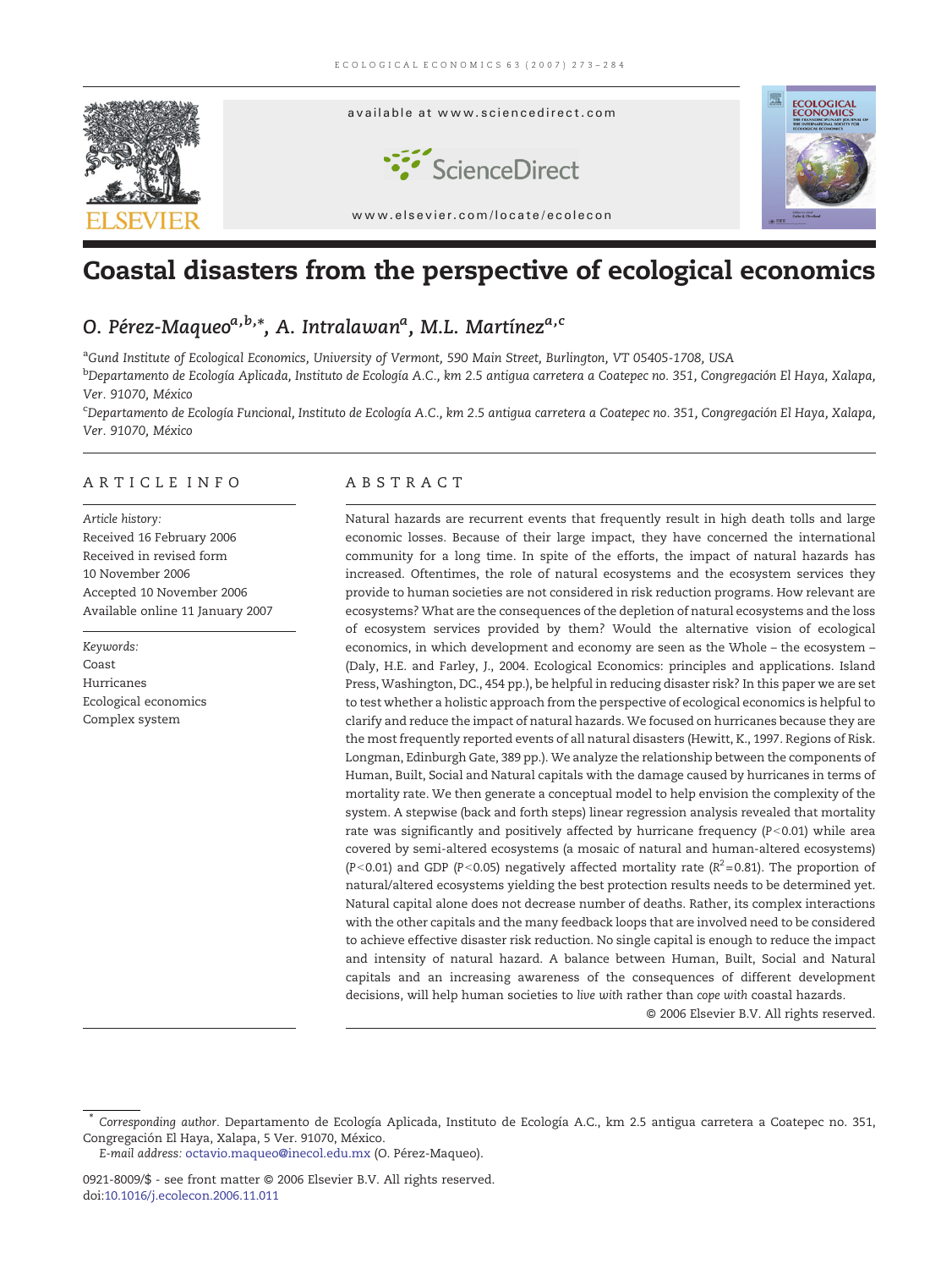# Coastal disasters from the perspective of ecological economics

**O. Pérez-Maqueo[a,b,*], A. Intralawan[a], M.L. Martínez[a,c]**

[a]Gund Institute of Ecological Economics, University of Vermont, 590 Main Street, Burlington, VT 05405-1708, USA

[b]Departamento de Ecología Aplicada, Instituto de Ecología A.C., km 2.5 antigua carretera a Coatepec no. 351, Congregación El Haya, Xalapa, Ver. 91070, México

[c]Departamento de Ecología Funcional, Instituto de Ecología A.C., km 2.5 antigua carretera a Coatepec no. 351, Congregación El Haya, Xalapa, Ver. 91070, México

## ARTICLE INFO

*Article history:*
Received 16 February 2006
Received in revised form
10 November 2006
Accepted 10 November 2006
Available online 11 January 2007

*Keywords:*
Coast
Hurricanes
Ecological economics
Complex system

## ABSTRACT

Natural hazards are recurrent events that frequently result in high death tolls and large economic losses. Because of their large impact, they have concerned the international community for a long time. In spite of the efforts, the impact of natural hazards has increased. Oftentimes, the role of natural ecosystems and the ecosystem services they provide to human societies are not considered in risk reduction programs. How relevant are ecosystems? What are the consequences of the depletion of natural ecosystems and the loss of ecosystem services provided by them? Would the alternative vision of ecological economics, in which development and economy are seen as the Whole – the ecosystem – (Daly, H.E. and Farley, J., 2004. Ecological Economics: principles and applications. Island Press, Washington, DC., 454 pp.), be helpful in reducing disaster risk? In this paper we are set to test whether a holistic approach from the perspective of ecological economics is helpful to clarify and reduce the impact of natural hazards. We focused on hurricanes because they are the most frequently reported events of all natural disasters (Hewitt, K., 1997. Regions of Risk. Longman, Edinburgh Gate, 389 pp.). We analyze the relationship between the components of Human, Built, Social and Natural capitals with the damage caused by hurricanes in terms of mortality rate. We then generate a conceptual model to help envision the complexity of the system. A stepwise (back and forth steps) linear regression analysis revealed that mortality rate was significantly and positively affected by hurricane frequency ($P<0.01$) while area covered by semi-altered ecosystems (a mosaic of natural and human-altered ecosystems) ($P<0.01$) and GDP ($P<0.05$) negatively affected mortality rate ($R^2=0.81$). The proportion of natural/altered ecosystems yielding the best protection results needs to be determined yet. Natural capital alone does not decrease number of deaths. Rather, its complex interactions with the other capitals and the many feedback loops that are involved need to be considered to achieve effective disaster risk reduction. No single capital is enough to reduce the impact and intensity of natural hazard. A balance between Human, Built, Social and Natural capitals and an increasing awareness of the consequences of different development decisions, will help human societies to *live with* rather than *cope with* coastal hazards.

© 2006 Elsevier B.V. All rights reserved.

---

\* *Corresponding author.* Departamento de Ecología Aplicada, Instituto de Ecología A.C., km 2.5 antigua carretera a Coatepec no. 351, Congregación El Haya, Xalapa, 5 Ver. 91070, México.
*E-mail address:* octavio.maqueo@inecol.edu.mx (O. Pérez-Maqueo).

0921-8009/$ - see front matter © 2006 Elsevier B.V. All rights reserved.
doi:10.1016/j.ecolecon.2006.11.011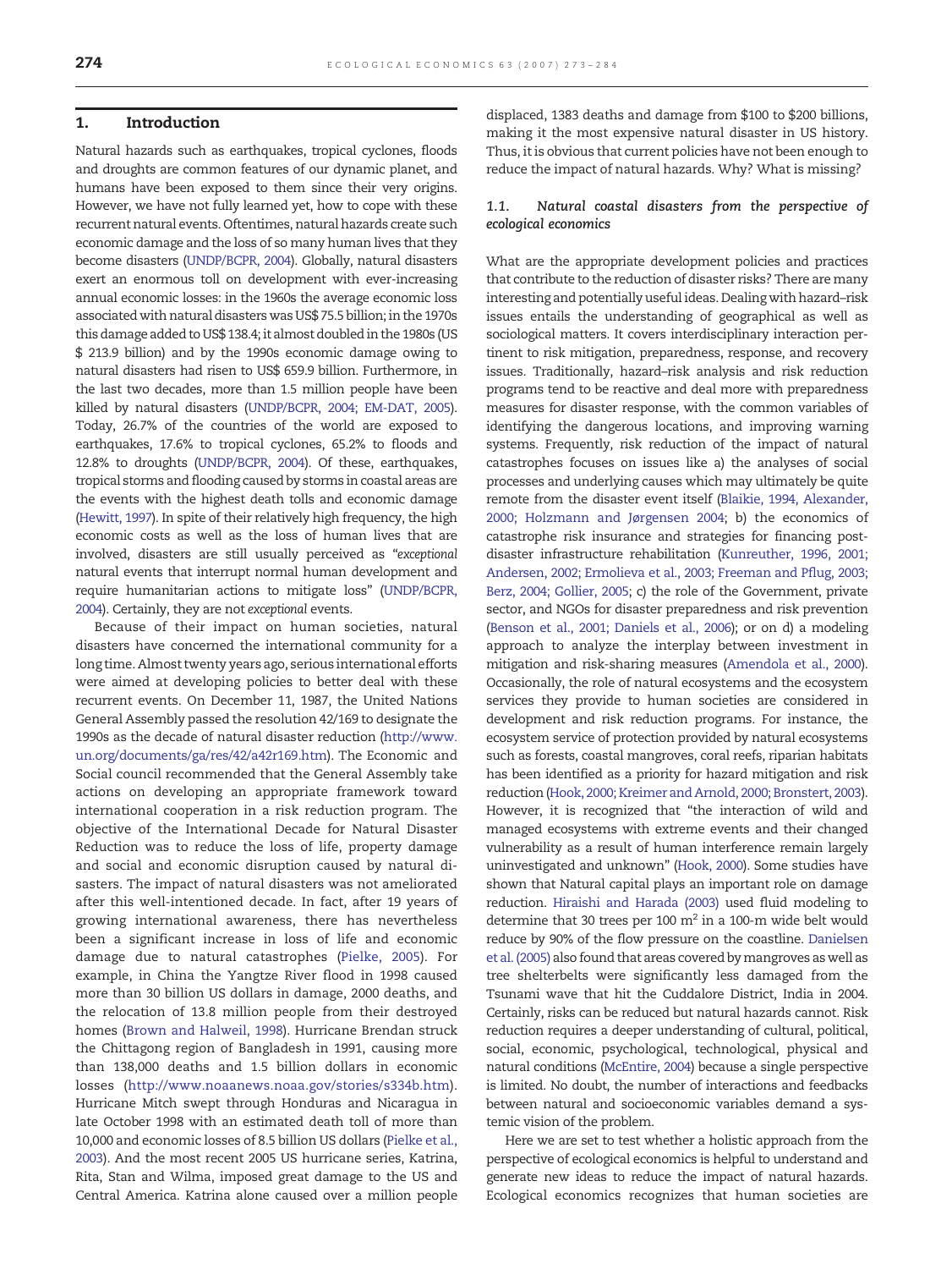## 1. Introduction

Natural hazards such as earthquakes, tropical cyclones, floods and droughts are common features of our dynamic planet, and humans have been exposed to them since their very origins. However, we have not fully learned yet, how to cope with these recurrent natural events. Oftentimes, natural hazards create such economic damage and the loss of so many human lives that they become disasters (UNDP/BCPR, 2004). Globally, natural disasters exert an enormous toll on development with ever-increasing annual economic losses: in the 1960s the average economic loss associated with natural disasters was US$ 75.5 billion; in the 1970s this damage added to US$ 138.4; it almost doubled in the 1980s (US $ 213.9 billion) and by the 1990s economic damage owing to natural disasters had risen to US$ 659.9 billion. Furthermore, in the last two decades, more than 1.5 million people have been killed by natural disasters (UNDP/BCPR, 2004; EM-DAT, 2005). Today, 26.7% of the countries of the world are exposed to earthquakes, 17.6% to tropical cyclones, 65.2% to floods and 12.8% to droughts (UNDP/BCPR, 2004). Of these, earthquakes, tropical storms and flooding caused by storms in coastal areas are the events with the highest death tolls and economic damage (Hewitt, 1997). In spite of their relatively high frequency, the high economic costs as well as the loss of human lives that are involved, disasters are still usually perceived as "*exceptional* natural events that interrupt normal human development and require humanitarian actions to mitigate loss" (UNDP/BCPR, 2004). Certainly, they are not *exceptional* events.

Because of their impact on human societies, natural disasters have concerned the international community for a long time. Almost twenty years ago, serious international efforts were aimed at developing policies to better deal with these recurrent events. On December 11, 1987, the United Nations General Assembly passed the resolution 42/169 to designate the 1990s as the decade of natural disaster reduction (http://www.un.org/documents/ga/res/42/a42r169.htm). The Economic and Social council recommended that the General Assembly take actions on developing an appropriate framework toward international cooperation in a risk reduction program. The objective of the International Decade for Natural Disaster Reduction was to reduce the loss of life, property damage and social and economic disruption caused by natural disasters. The impact of natural disasters was not ameliorated after this well-intentioned decade. In fact, after 19 years of growing international awareness, there has nevertheless been a significant increase in loss of life and economic damage due to natural catastrophes (Pielke, 2005). For example, in China the Yangtze River flood in 1998 caused more than 30 billion US dollars in damage, 2000 deaths, and the relocation of 13.8 million people from their destroyed homes (Brown and Halweil, 1998). Hurricane Brendan struck the Chittagong region of Bangladesh in 1991, causing more than 138,000 deaths and 1.5 billion dollars in economic losses (http://www.noaanews.noaa.gov/stories/s334b.htm). Hurricane Mitch swept through Honduras and Nicaragua in late October 1998 with an estimated death toll of more than 10,000 and economic losses of 8.5 billion US dollars (Pielke et al., 2003). And the most recent 2005 US hurricane series, Katrina, Rita, Stan and Wilma, imposed great damage to the US and Central America. Katrina alone caused over a million people displaced, 1383 deaths and damage from $100 to $200 billions, making it the most expensive natural disaster in US history. Thus, it is obvious that current policies have not been enough to reduce the impact of natural hazards. Why? What is missing?

### 1.1. Natural coastal disasters from the perspective of ecological economics

What are the appropriate development policies and practices that contribute to the reduction of disaster risks? There are many interesting and potentially useful ideas. Dealing with hazard–risk issues entails the understanding of geographical as well as sociological matters. It covers interdisciplinary interaction pertinent to risk mitigation, preparedness, response, and recovery issues. Traditionally, hazard–risk analysis and risk reduction programs tend to be reactive and deal more with preparedness measures for disaster response, with the common variables of identifying the dangerous locations, and improving warning systems. Frequently, risk reduction of the impact of natural catastrophes focuses on issues like a) the analyses of social processes and underlying causes which may ultimately be quite remote from the disaster event itself (Blaikie, 1994, Alexander, 2000; Holzmann and Jørgensen 2004; b) the economics of catastrophe risk insurance and strategies for financing post-disaster infrastructure rehabilitation (Kunreuther, 1996, 2001; Andersen, 2002; Ermolieva et al., 2003; Freeman and Pflug, 2003; Berz, 2004; Gollier, 2005; c) the role of the Government, private sector, and NGOs for disaster preparedness and risk prevention (Benson et al., 2001; Daniels et al., 2006); or on d) a modeling approach to analyze the interplay between investment in mitigation and risk-sharing measures (Amendola et al., 2000). Occasionally, the role of natural ecosystems and the ecosystem services they provide to human societies are considered in development and risk reduction programs. For instance, the ecosystem service of protection provided by natural ecosystems such as forests, coastal mangroves, coral reefs, riparian habitats has been identified as a priority for hazard mitigation and risk reduction (Hook, 2000; Kreimer and Arnold, 2000; Bronstert, 2003). However, it is recognized that "the interaction of wild and managed ecosystems with extreme events and their changed vulnerability as a result of human interference remain largely uninvestigated and unknown" (Hook, 2000). Some studies have shown that Natural capital plays an important role on damage reduction. Hiraishi and Harada (2003) used fluid modeling to determine that 30 trees per 100 $m^2$ in a 100-m wide belt would reduce by 90% of the flow pressure on the coastline. Danielsen et al. (2005) also found that areas covered by mangroves as well as tree shelterbelts were significantly less damaged from the Tsunami wave that hit the Cuddalore District, India in 2004. Certainly, risks can be reduced but natural hazards cannot. Risk reduction requires a deeper understanding of cultural, political, social, economic, psychological, technological, physical and natural conditions (McEntire, 2004) because a single perspective is limited. No doubt, the number of interactions and feedbacks between natural and socioeconomic variables demand a systemic vision of the problem.

Here we are set to test whether a holistic approach from the perspective of ecological economics is helpful to understand and generate new ideas to reduce the impact of natural hazards. Ecological economics recognizes that human societies are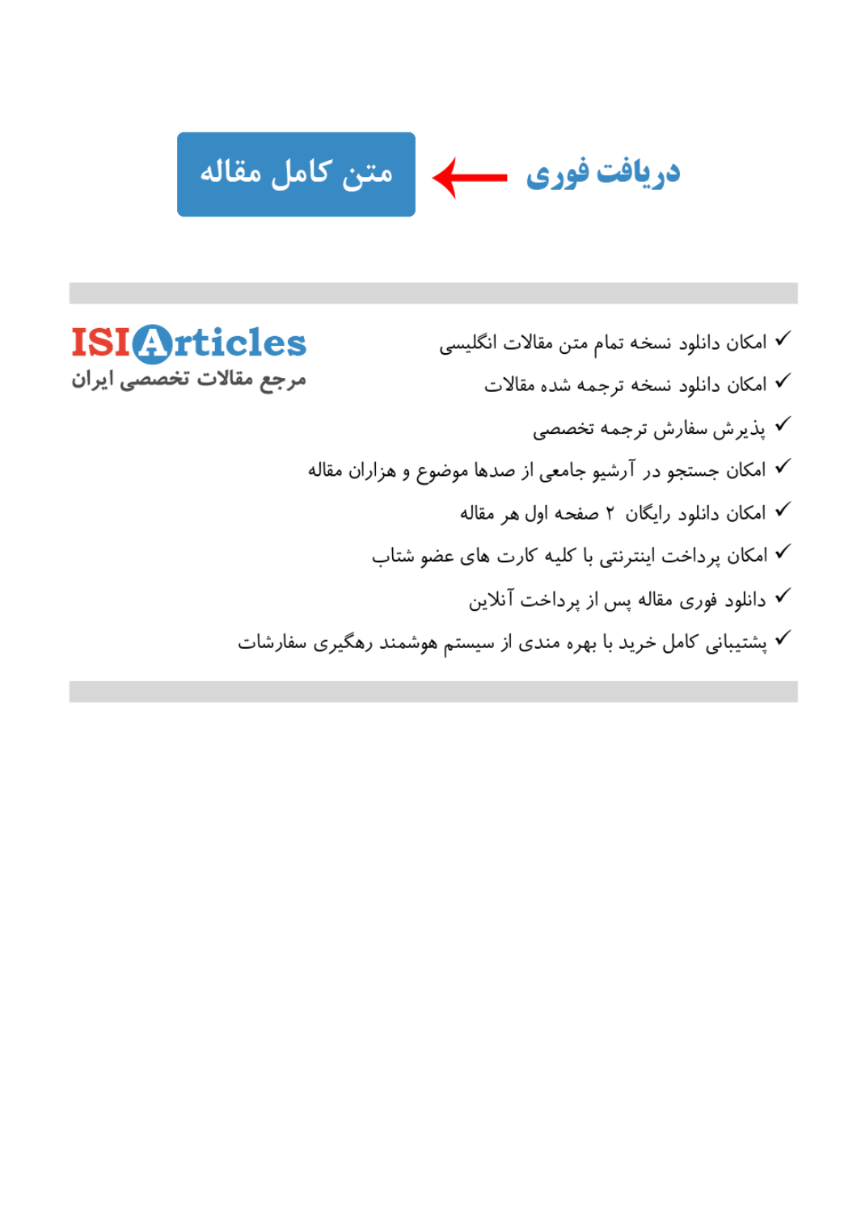دریافت فوری ← متن کامل مقاله

**ISIArticles**
مرجع مقالات تخصصی ایران

- ✓ امکان دانلود نسخه تمام متن مقالات انگلیسی
- ✓ امکان دانلود نسخه ترجمه شده مقالات
- ✓ پذیرش سفارش ترجمه تخصصی
- ✓ امکان جستجو در آرشیو جامعی از صدها موضوع و هزاران مقاله
- ✓ امکان دانلود رایگان ۲ صفحه اول هر مقاله
- ✓ امکان پرداخت اینترنتی با کلیه کارت های عضو شتاب
- ✓ دانلود فوری مقاله پس از پرداخت آنلاین
- ✓ پشتیبانی کامل خرید با بهره مندی از سیستم هوشمند رهگیری سفارشات